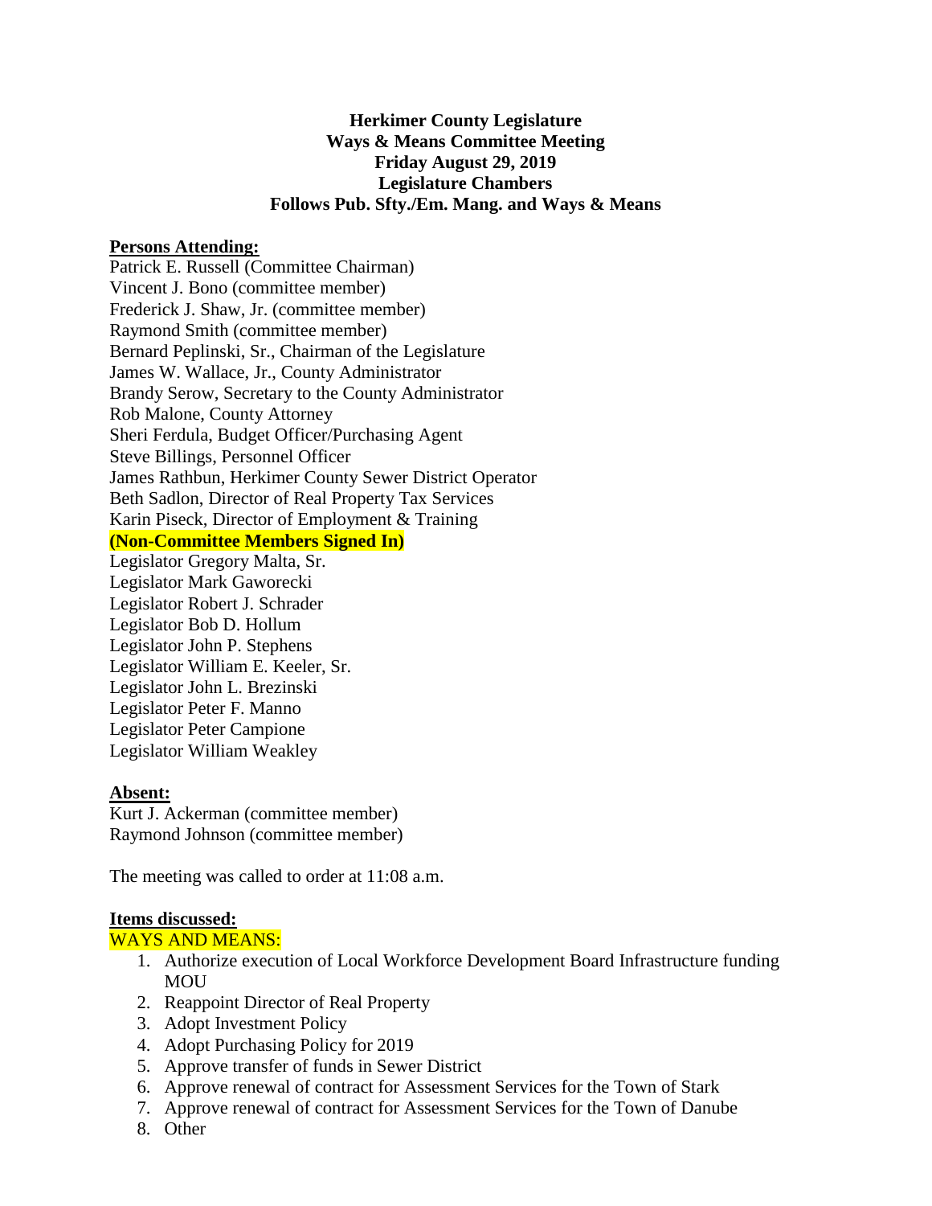**Herkimer County Legislature**
**Ways & Means Committee Meeting**
**Friday August 29, 2019**
**Legislature Chambers**
**Follows Pub. Sfty./Em. Mang. and Ways & Means**

**Persons Attending:**

Patrick E. Russell (Committee Chairman)
Vincent J. Bono (committee member)
Frederick J. Shaw, Jr. (committee member)
Raymond Smith (committee member)
Bernard Peplinski, Sr., Chairman of the Legislature
James W. Wallace, Jr., County Administrator
Brandy Serow, Secretary to the County Administrator
Rob Malone, County Attorney
Sheri Ferdula, Budget Officer/Purchasing Agent
Steve Billings, Personnel Officer
James Rathbun, Herkimer County Sewer District Operator
Beth Sadlon, Director of Real Property Tax Services
Karin Piseck, Director of Employment & Training

**(Non-Committee Members Signed In)**

Legislator Gregory Malta, Sr.
Legislator Mark Gaworecki
Legislator Robert J. Schrader
Legislator Bob D. Hollum
Legislator John P. Stephens
Legislator William E. Keeler, Sr.
Legislator John L. Brezinski
Legislator Peter F. Manno
Legislator Peter Campione
Legislator William Weakley

**Absent:**

Kurt J. Ackerman (committee member)
Raymond Johnson (committee member)

The meeting was called to order at 11:08 a.m.

**Items discussed:**

WAYS AND MEANS:

1. Authorize execution of Local Workforce Development Board Infrastructure funding MOU
2. Reappoint Director of Real Property
3. Adopt Investment Policy
4. Adopt Purchasing Policy for 2019
5. Approve transfer of funds in Sewer District
6. Approve renewal of contract for Assessment Services for the Town of Stark
7. Approve renewal of contract for Assessment Services for the Town of Danube
8. Other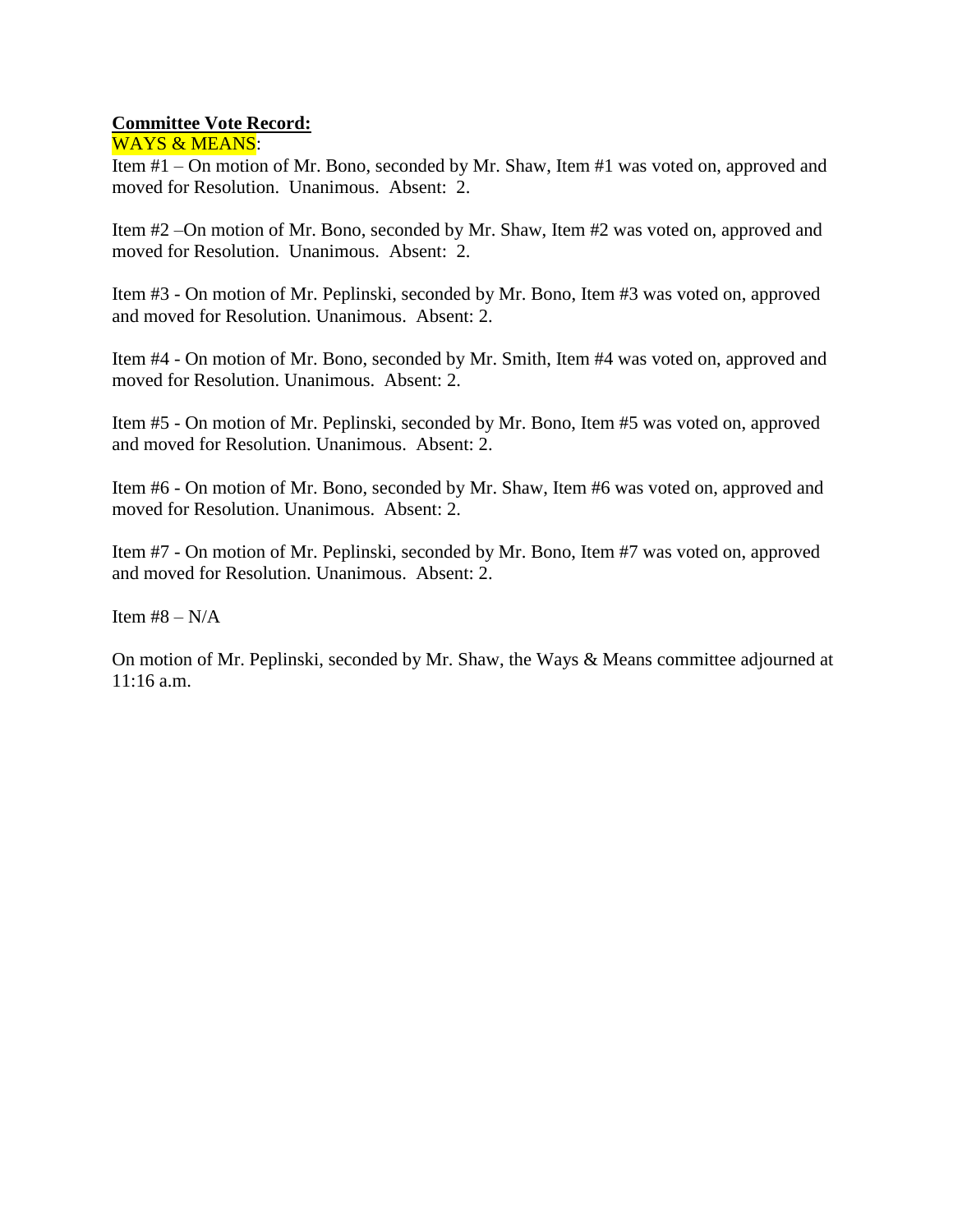**Committee Vote Record:**

WAYS & MEANS:

Item #1 – On motion of Mr. Bono, seconded by Mr. Shaw, Item #1 was voted on, approved and moved for Resolution. Unanimous. Absent: 2.

Item #2 –On motion of Mr. Bono, seconded by Mr. Shaw, Item #2 was voted on, approved and moved for Resolution. Unanimous. Absent: 2.

Item #3 - On motion of Mr. Peplinski, seconded by Mr. Bono, Item #3 was voted on, approved and moved for Resolution. Unanimous. Absent: 2.

Item #4 - On motion of Mr. Bono, seconded by Mr. Smith, Item #4 was voted on, approved and moved for Resolution. Unanimous. Absent: 2.

Item #5 - On motion of Mr. Peplinski, seconded by Mr. Bono, Item #5 was voted on, approved and moved for Resolution. Unanimous. Absent: 2.

Item #6 - On motion of Mr. Bono, seconded by Mr. Shaw, Item #6 was voted on, approved and moved for Resolution. Unanimous. Absent: 2.

Item #7 - On motion of Mr. Peplinski, seconded by Mr. Bono, Item #7 was voted on, approved and moved for Resolution. Unanimous. Absent: 2.

Item #8 – N/A

On motion of Mr. Peplinski, seconded by Mr. Shaw, the Ways & Means committee adjourned at 11:16 a.m.